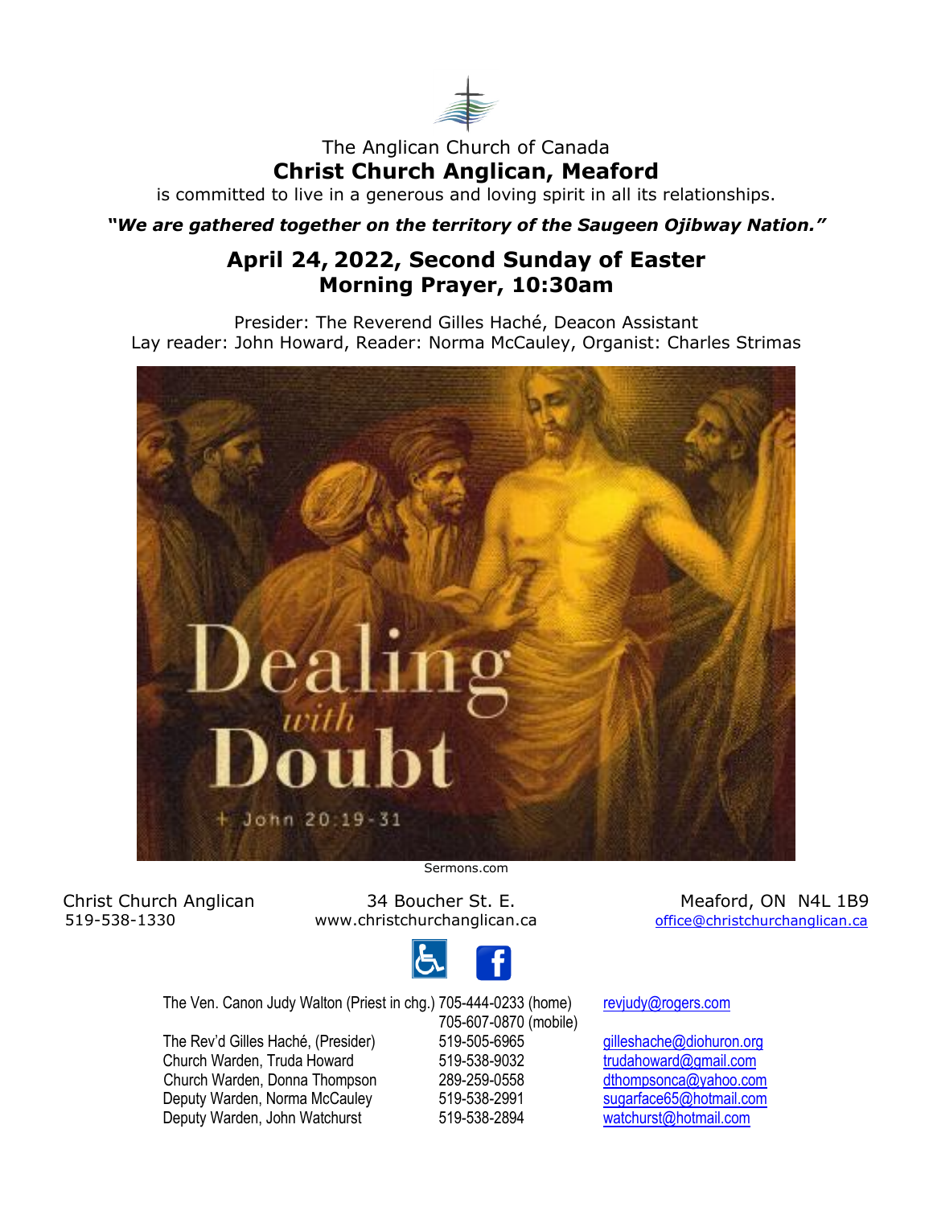The Anglican Church of Canada

# Christ Church Anglican, Meaford

is committed to live in a generous and loving spirit in all its relationships.

***"We are gathered together on the territory of the Saugeen Ojibway Nation."***

## April 24, 2022, Second Sunday of Easter
## Morning Prayer, 10:30am

Presider: The Reverend Gilles Haché, Deacon Assistant
Lay reader: John Howard, Reader: Norma McCauley, Organist: Charles Strimas

Sermons.com

Christ Church Anglican — 34 Boucher St. E. — Meaford, ON N4L 1B9
519-538-1330 — www.christchurchanglican.ca — office@christchurchanglican.ca

| | | |
|---|---|---|
| The Ven. Canon Judy Walton (Priest in chg.) | 705-444-0233 (home) | revjudy@rogers.com |
| | 705-607-0870 (mobile) | |
| The Rev'd Gilles Haché, (Presider) | 519-505-6965 | gilleshache@diohuron.org |
| Church Warden, Truda Howard | 519-538-9032 | trudahoward@gmail.com |
| Church Warden, Donna Thompson | 289-259-0558 | dthompsonca@yahoo.com |
| Deputy Warden, Norma McCauley | 519-538-2991 | sugarface65@hotmail.com |
| Deputy Warden, John Watchurst | 519-538-2894 | watchurst@hotmail.com |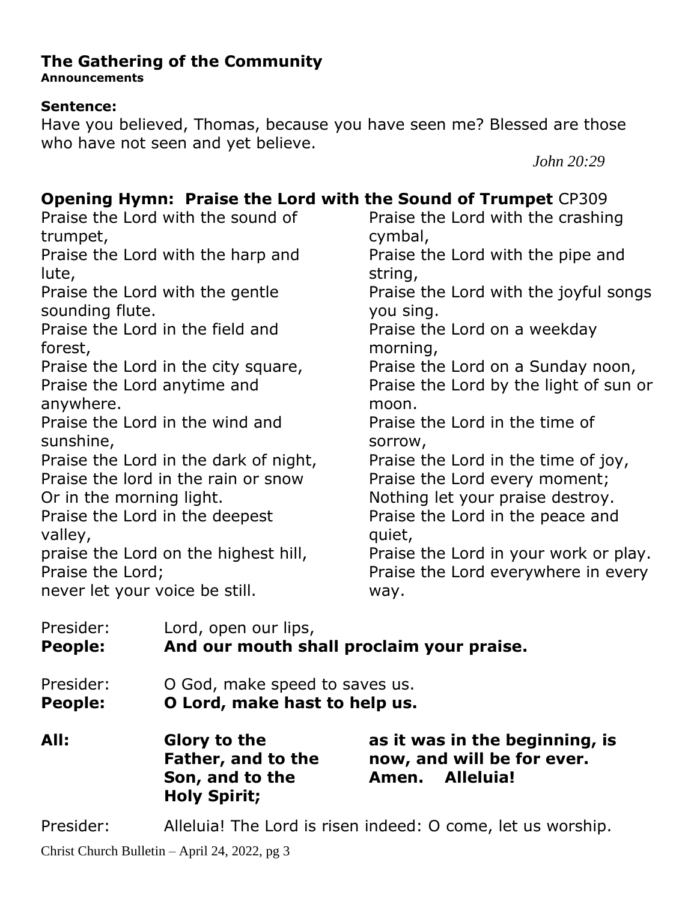## The Gathering of the Community

**Announcements**

**Sentence:**

Have you believed, Thomas, because you have seen me? Blessed are those who have not seen and yet believe.

*John 20:29*

### Opening Hymn: Praise the Lord with the Sound of Trumpet CP309

Praise the Lord with the sound of trumpet,
Praise the Lord with the harp and lute,
Praise the Lord with the gentle sounding flute.
Praise the Lord in the field and forest,
Praise the Lord in the city square,
Praise the Lord anytime and anywhere.
Praise the Lord in the wind and sunshine,
Praise the Lord in the dark of night,
Praise the lord in the rain or snow
Or in the morning light.
Praise the Lord in the deepest valley,
praise the Lord on the highest hill,
Praise the Lord;
never let your voice be still.

Praise the Lord with the crashing cymbal,
Praise the Lord with the pipe and string,
Praise the Lord with the joyful songs you sing.
Praise the Lord on a weekday morning,
Praise the Lord on a Sunday noon,
Praise the Lord by the light of sun or moon.
Praise the Lord in the time of sorrow,
Praise the Lord in the time of joy,
Praise the Lord every moment;
Nothing let your praise destroy.
Praise the Lord in the peace and quiet,
Praise the Lord in your work or play.
Praise the Lord everywhere in every way.

Presider: Lord, open our lips,
**People: And our mouth shall proclaim your praise.**

Presider: O God, make speed to saves us.
**People: O Lord, make hast to help us.**

**All: Glory to the Father, and to the Son, and to the Holy Spirit; as it was in the beginning, is now, and will be for ever. Amen. Alleluia!**

Presider: Alleluia! The Lord is risen indeed: O come, let us worship.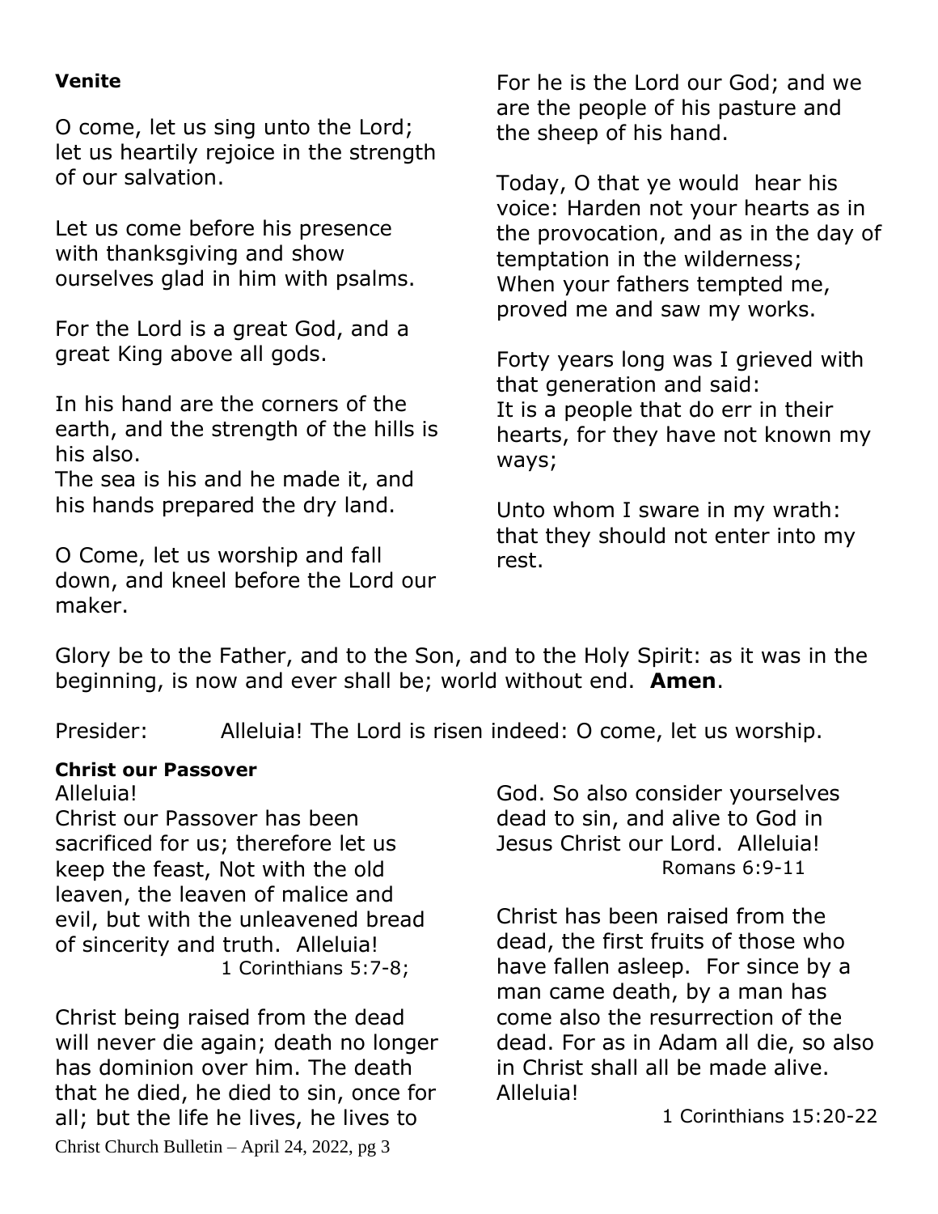**Venite**

O come, let us sing unto the Lord; let us heartily rejoice in the strength of our salvation.

Let us come before his presence with thanksgiving and show ourselves glad in him with psalms.

For the Lord is a great God, and a great King above all gods.

In his hand are the corners of the earth, and the strength of the hills is his also.
The sea is his and he made it, and his hands prepared the dry land.

O Come, let us worship and fall down, and kneel before the Lord our maker.

For he is the Lord our God; and we are the people of his pasture and the sheep of his hand.

Today, O that ye would hear his voice: Harden not your hearts as in the provocation, and as in the day of temptation in the wilderness;
When your fathers tempted me, proved me and saw my works.

Forty years long was I grieved with that generation and said:
It is a people that do err in their hearts, for they have not known my ways;

Unto whom I sware in my wrath: that they should not enter into my rest.

Glory be to the Father, and to the Son, and to the Holy Spirit: as it was in the beginning, is now and ever shall be; world without end. **Amen**.

Presider: Alleluia! The Lord is risen indeed: O come, let us worship.

**Christ our Passover**

Alleluia!
Christ our Passover has been sacrificed for us; therefore let us keep the feast, Not with the old leaven, the leaven of malice and evil, but with the unleavened bread of sincerity and truth. Alleluia!
1 Corinthians 5:7-8;

Christ being raised from the dead will never die again; death no longer has dominion over him. The death that he died, he died to sin, once for all; but the life he lives, he lives to God. So also consider yourselves dead to sin, and alive to God in Jesus Christ our Lord. Alleluia!
Romans 6:9-11

Christ has been raised from the dead, the first fruits of those who have fallen asleep. For since by a man came death, by a man has come also the resurrection of the dead. For as in Adam all die, so also in Christ shall all be made alive. Alleluia!
1 Corinthians 15:20-22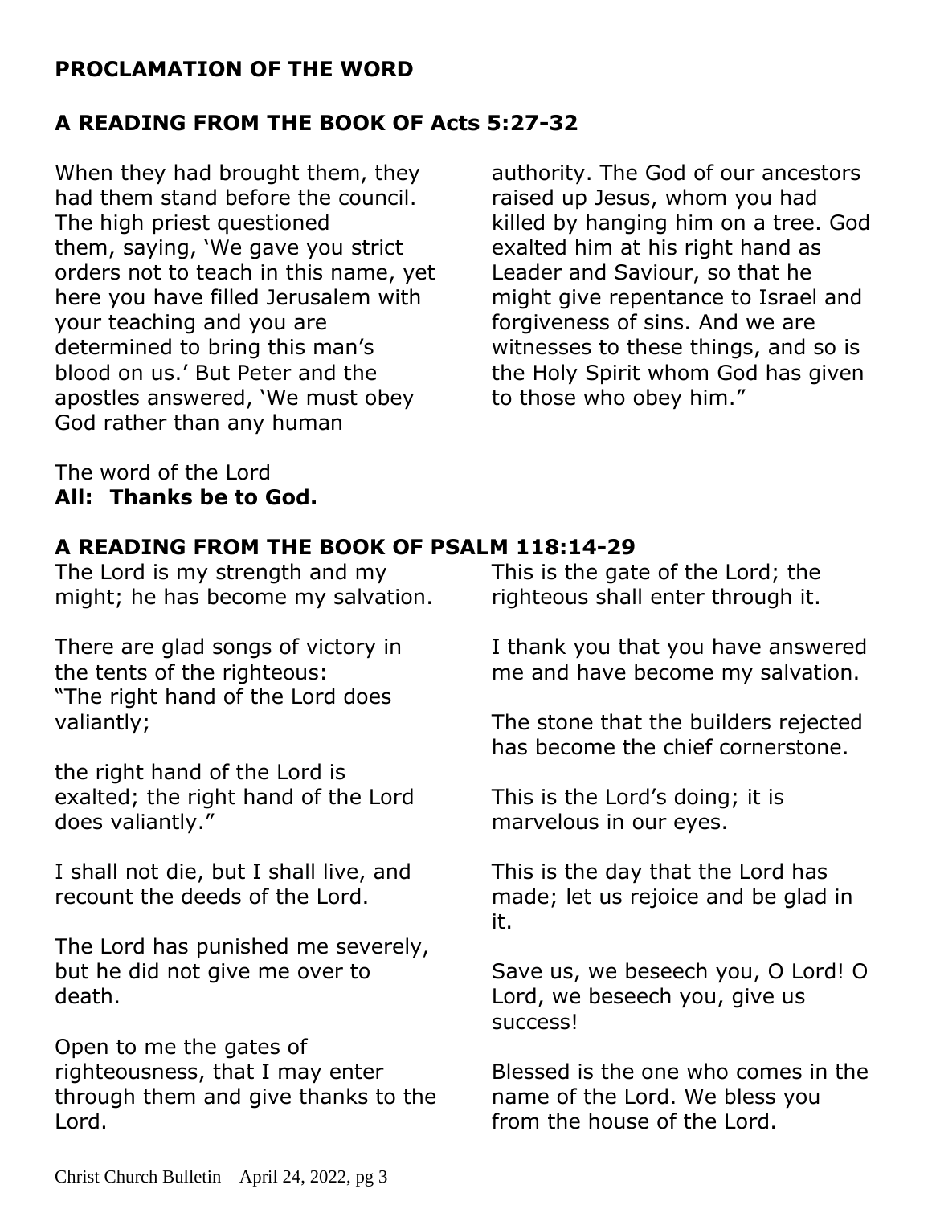## PROCLAMATION OF THE WORD

### A READING FROM THE BOOK OF Acts 5:27-32

When they had brought them, they had them stand before the council. The high priest questioned them, saying, 'We gave you strict orders not to teach in this name, yet here you have filled Jerusalem with your teaching and you are determined to bring this man's blood on us.' But Peter and the apostles answered, 'We must obey God rather than any human authority. The God of our ancestors raised up Jesus, whom you had killed by hanging him on a tree. God exalted him at his right hand as Leader and Saviour, so that he might give repentance to Israel and forgiveness of sins. And we are witnesses to these things, and so is the Holy Spirit whom God has given to those who obey him."

The word of the Lord
**All: Thanks be to God.**

### A READING FROM THE BOOK OF PSALM 118:14-29

The Lord is my strength and my might; he has become my salvation.

There are glad songs of victory in the tents of the righteous: "The right hand of the Lord does valiantly;

the right hand of the Lord is exalted; the right hand of the Lord does valiantly."

I shall not die, but I shall live, and recount the deeds of the Lord.

The Lord has punished me severely, but he did not give me over to death.

Open to me the gates of righteousness, that I may enter through them and give thanks to the Lord.

This is the gate of the Lord; the righteous shall enter through it.

I thank you that you have answered me and have become my salvation.

The stone that the builders rejected has become the chief cornerstone.

This is the Lord's doing; it is marvelous in our eyes.

This is the day that the Lord has made; let us rejoice and be glad in it.

Save us, we beseech you, O Lord! O Lord, we beseech you, give us success!

Blessed is the one who comes in the name of the Lord. We bless you from the house of the Lord.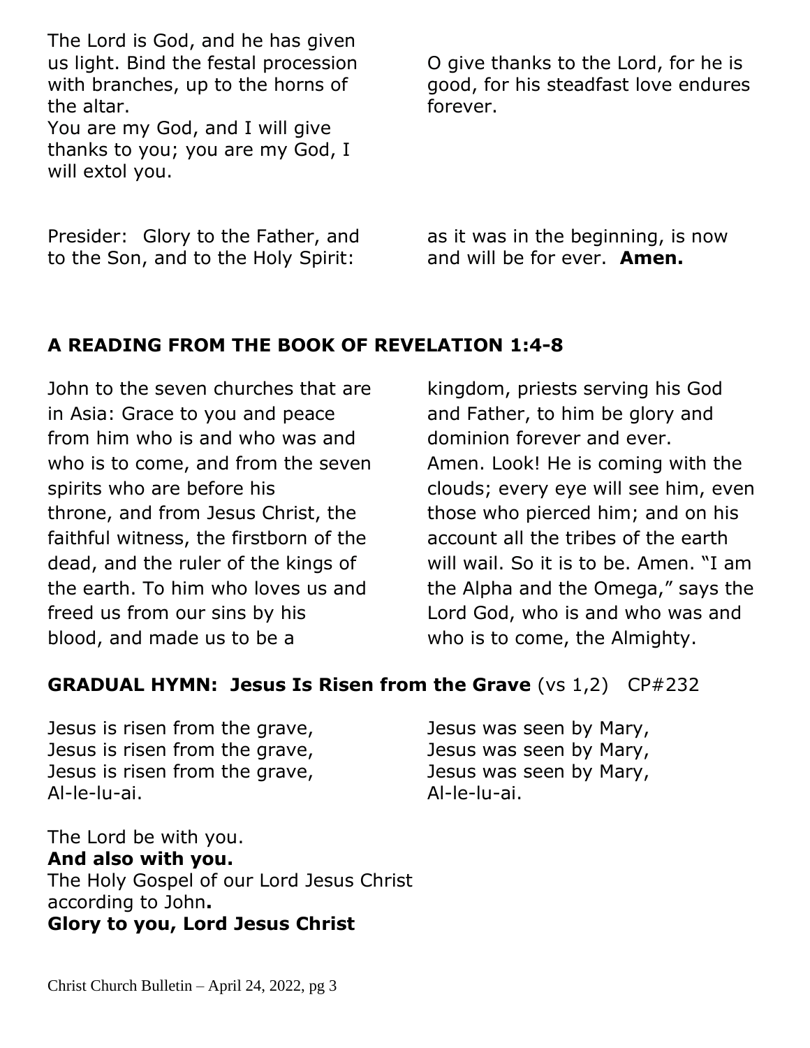The Lord is God, and he has given us light. Bind the festal procession with branches, up to the horns of the altar.
You are my God, and I will give thanks to you; you are my God, I will extol you.

O give thanks to the Lord, for he is good, for his steadfast love endures forever.

Presider: Glory to the Father, and to the Son, and to the Holy Spirit: as it was in the beginning, is now and will be for ever. **Amen.**

## A READING FROM THE BOOK OF REVELATION 1:4-8

John to the seven churches that are in Asia: Grace to you and peace from him who is and who was and who is to come, and from the seven spirits who are before his throne, and from Jesus Christ, the faithful witness, the firstborn of the dead, and the ruler of the kings of the earth. To him who loves us and freed us from our sins by his blood, and made us to be a kingdom, priests serving his God and Father, to him be glory and dominion forever and ever.
Amen. Look! He is coming with the clouds; every eye will see him, even those who pierced him; and on his account all the tribes of the earth will wail. So it is to be. Amen. “I am the Alpha and the Omega,” says the Lord God, who is and who was and who is to come, the Almighty.

## GRADUAL HYMN: Jesus Is Risen from the Grave (vs 1,2) CP#232

Jesus is risen from the grave,
Jesus is risen from the grave,
Jesus is risen from the grave,
Al-le-lu-ai.

Jesus was seen by Mary,
Jesus was seen by Mary,
Jesus was seen by Mary,
Al-le-lu-ai.

The Lord be with you.
**And also with you.**
The Holy Gospel of our Lord Jesus Christ according to John**.**
**Glory to you, Lord Jesus Christ**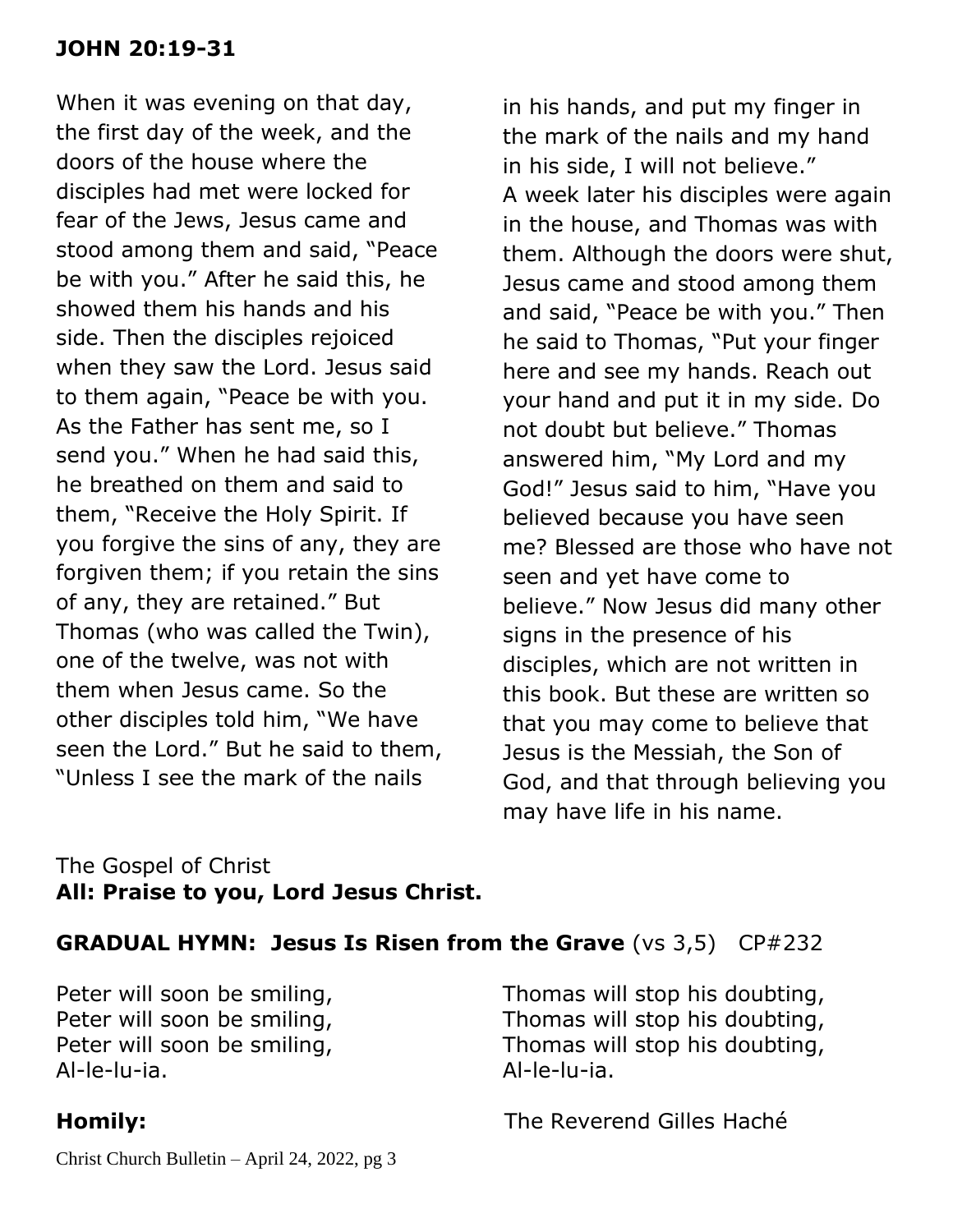**JOHN 20:19-31**

When it was evening on that day, the first day of the week, and the doors of the house where the disciples had met were locked for fear of the Jews, Jesus came and stood among them and said, "Peace be with you." After he said this, he showed them his hands and his side. Then the disciples rejoiced when they saw the Lord. Jesus said to them again, "Peace be with you. As the Father has sent me, so I send you." When he had said this, he breathed on them and said to them, "Receive the Holy Spirit. If you forgive the sins of any, they are forgiven them; if you retain the sins of any, they are retained." But Thomas (who was called the Twin), one of the twelve, was not with them when Jesus came. So the other disciples told him, "We have seen the Lord." But he said to them, "Unless I see the mark of the nails in his hands, and put my finger in the mark of the nails and my hand in his side, I will not believe."
A week later his disciples were again in the house, and Thomas was with them. Although the doors were shut, Jesus came and stood among them and said, "Peace be with you." Then he said to Thomas, "Put your finger here and see my hands. Reach out your hand and put it in my side. Do not doubt but believe." Thomas answered him, "My Lord and my God!" Jesus said to him, "Have you believed because you have seen me? Blessed are those who have not seen and yet have come to believe." Now Jesus did many other signs in the presence of his disciples, which are not written in this book. But these are written so that you may come to believe that Jesus is the Messiah, the Son of God, and that through believing you may have life in his name.

The Gospel of Christ
**All: Praise to you, Lord Jesus Christ.**

**GRADUAL HYMN: Jesus Is Risen from the Grave** (vs 3,5) CP#232

Peter will soon be smiling,
Peter will soon be smiling,
Peter will soon be smiling,
Al-le-lu-ia.

Thomas will stop his doubting,
Thomas will stop his doubting,
Thomas will stop his doubting,
Al-le-lu-ia.

**Homily:** The Reverend Gilles Haché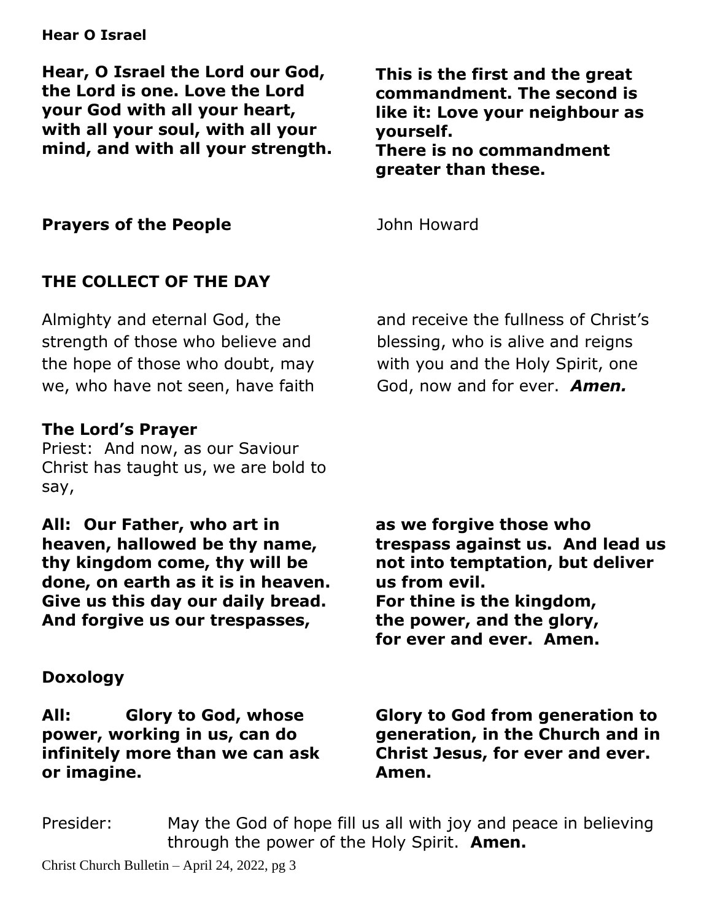**Hear O Israel**

**Hear, O Israel the Lord our God, the Lord is one. Love the Lord your God with all your heart, with all your soul, with all your mind, and with all your strength.**

**This is the first and the great commandment. The second is like it: Love your neighbour as yourself.**
**There is no commandment greater than these.**

**Prayers of the People** John Howard

## THE COLLECT OF THE DAY

Almighty and eternal God, the strength of those who believe and the hope of those who doubt, may we, who have not seen, have faith and receive the fullness of Christ's blessing, who is alive and reigns with you and the Holy Spirit, one God, now and for ever. ***Amen.***

**The Lord's Prayer**

Priest: And now, as our Saviour Christ has taught us, we are bold to say,

**All: Our Father, who art in heaven, hallowed be thy name, thy kingdom come, thy will be done, on earth as it is in heaven. Give us this day our daily bread. And forgive us our trespasses, as we forgive those who trespass against us. And lead us not into temptation, but deliver us from evil.**
**For thine is the kingdom,**
**the power, and the glory,**
**for ever and ever. Amen.**

**Doxology**

**All: Glory to God, whose power, working in us, can do infinitely more than we can ask or imagine.**

**Glory to God from generation to generation, in the Church and in Christ Jesus, for ever and ever. Amen.**

Presider: May the God of hope fill us all with joy and peace in believing through the power of the Holy Spirit. **Amen.**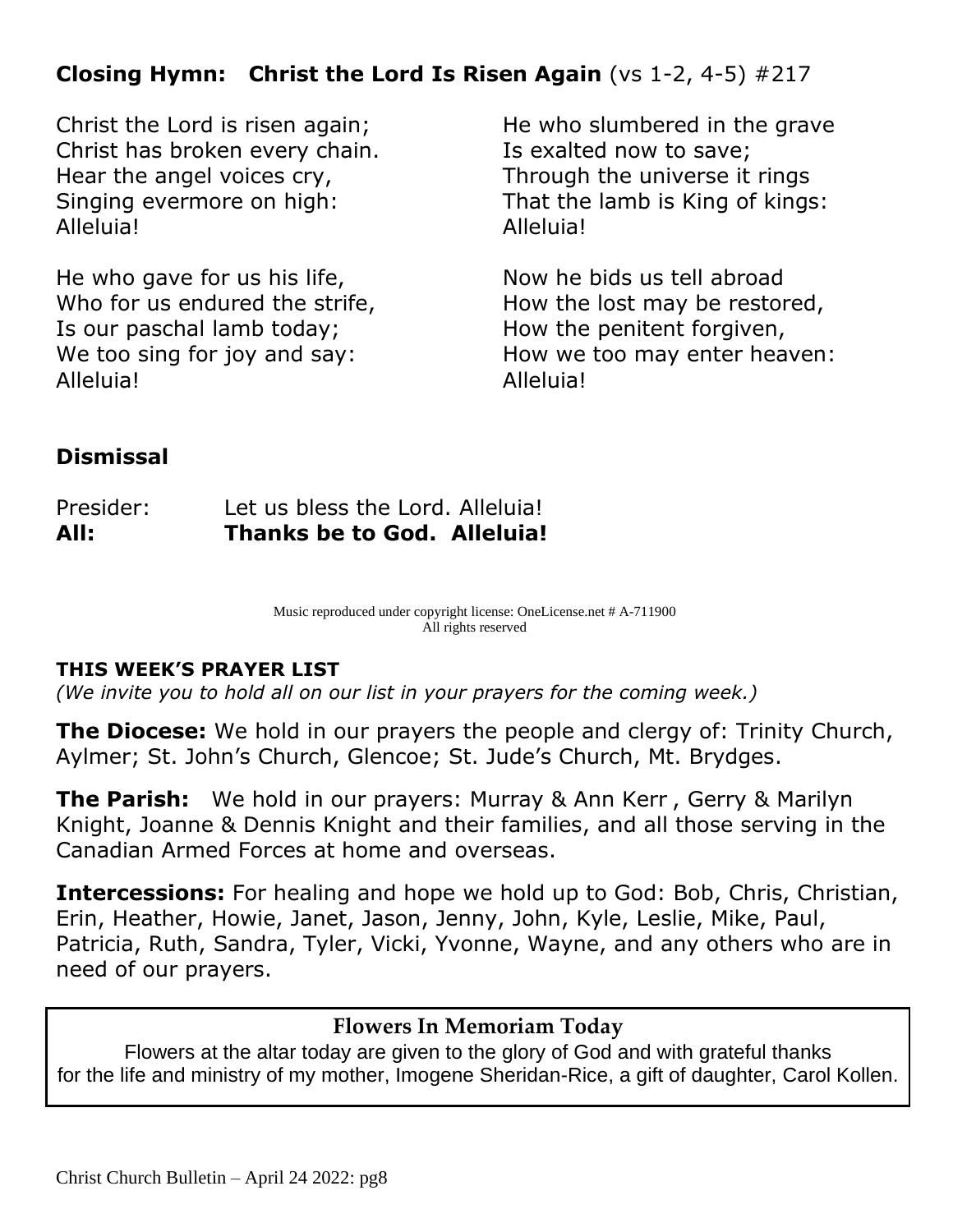**Closing Hymn: Christ the Lord Is Risen Again** (vs 1-2, 4-5) #217

Christ the Lord is risen again;
Christ has broken every chain.
Hear the angel voices cry,
Singing evermore on high:
Alleluia!

He who gave for us his life,
Who for us endured the strife,
Is our paschal lamb today;
We too sing for joy and say:
Alleluia!

He who slumbered in the grave
Is exalted now to save;
Through the universe it rings
That the lamb is King of kings:
Alleluia!

Now he bids us tell abroad
How the lost may be restored,
How the penitent forgiven,
How we too may enter heaven:
Alleluia!

**Dismissal**

Presider: Let us bless the Lord. Alleluia!
**All: Thanks be to God. Alleluia!**

Music reproduced under copyright license: OneLicense.net # A-711900
All rights reserved

**THIS WEEK'S PRAYER LIST**
*(We invite you to hold all on our list in your prayers for the coming week.)*

**The Diocese:** We hold in our prayers the people and clergy of: Trinity Church, Aylmer; St. John's Church, Glencoe; St. Jude's Church, Mt. Brydges.

**The Parish:** We hold in our prayers: Murray & Ann Kerr , Gerry & Marilyn Knight, Joanne & Dennis Knight and their families, and all those serving in the Canadian Armed Forces at home and overseas.

**Intercessions:** For healing and hope we hold up to God: Bob, Chris, Christian, Erin, Heather, Howie, Janet, Jason, Jenny, John, Kyle, Leslie, Mike, Paul, Patricia, Ruth, Sandra, Tyler, Vicki, Yvonne, Wayne, and any others who are in need of our prayers.

**Flowers In Memoriam Today**

Flowers at the altar today are given to the glory of God and with grateful thanks for the life and ministry of my mother, Imogene Sheridan-Rice, a gift of daughter, Carol Kollen.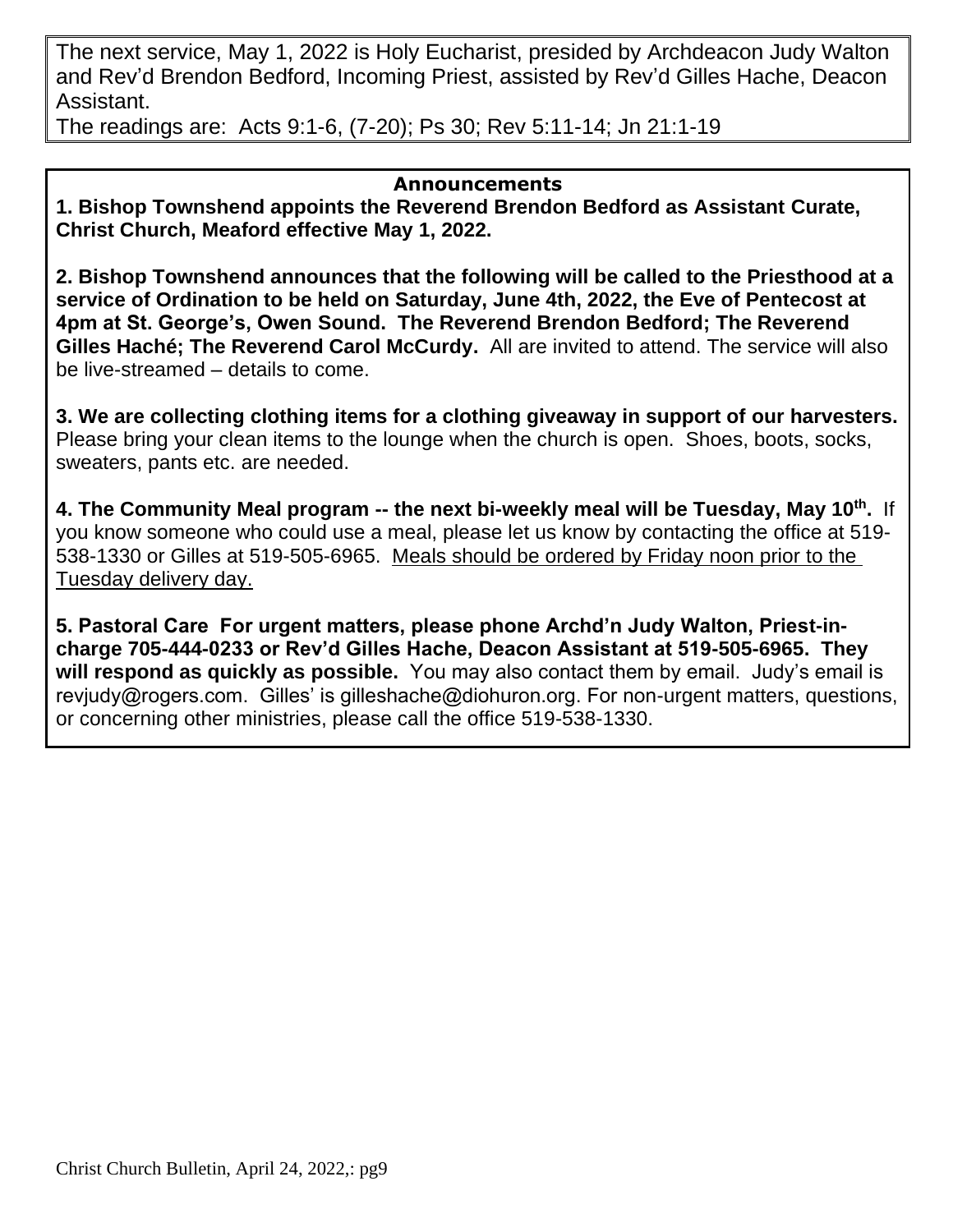The next service, May 1, 2022 is Holy Eucharist, presided by Archdeacon Judy Walton and Rev'd Brendon Bedford, Incoming Priest, assisted by Rev'd Gilles Hache, Deacon Assistant.
The readings are: Acts 9:1-6, (7-20); Ps 30; Rev 5:11-14; Jn 21:1-19

## Announcements

**1. Bishop Townshend appoints the Reverend Brendon Bedford as Assistant Curate, Christ Church, Meaford effective May 1, 2022.**

**2. Bishop Townshend announces that the following will be called to the Priesthood at a service of Ordination to be held on Saturday, June 4th, 2022, the Eve of Pentecost at 4pm at St. George's, Owen Sound. The Reverend Brendon Bedford; The Reverend Gilles Haché; The Reverend Carol McCurdy.** All are invited to attend. The service will also be live-streamed – details to come.

**3. We are collecting clothing items for a clothing giveaway in support of our harvesters.** Please bring your clean items to the lounge when the church is open. Shoes, boots, socks, sweaters, pants etc. are needed.

**4. The Community Meal program -- the next bi-weekly meal will be Tuesday, May 10th.** If you know someone who could use a meal, please let us know by contacting the office at 519-538-1330 or Gilles at 519-505-6965. Meals should be ordered by Friday noon prior to the Tuesday delivery day.

**5. Pastoral Care For urgent matters, please phone Archd'n Judy Walton, Priest-in-charge 705-444-0233 or Rev'd Gilles Hache, Deacon Assistant at 519-505-6965. They will respond as quickly as possible.** You may also contact them by email. Judy's email is revjudy@rogers.com. Gilles' is gilleshache@diohuron.org. For non-urgent matters, questions, or concerning other ministries, please call the office 519-538-1330.